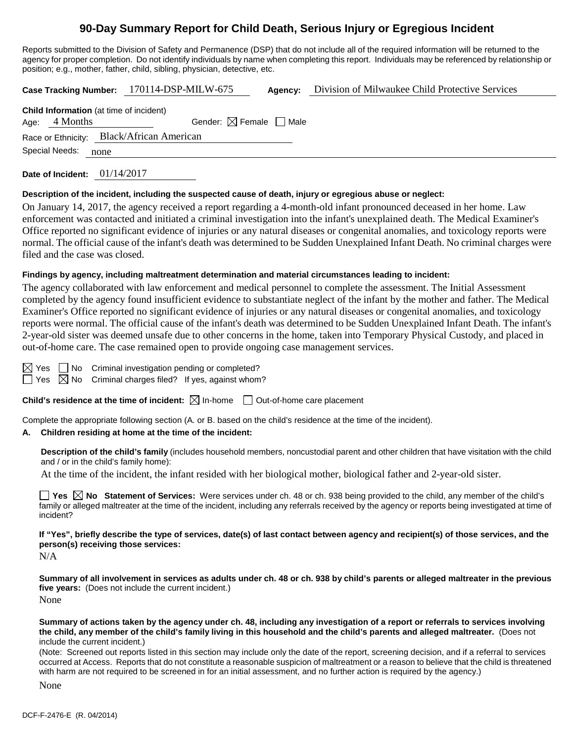# 90-Day Summary Report for Child Death, Serious Injury or Egregious Incident

Reports submitted to the Division of Safety and Permanence (DSP) that do not include all of the required information will be returned to the agency for proper completion. Do not identify individuals by name when completing this report. Individuals may be referenced by relationship or position; e.g., mother, father, child, sibling, physician, detective, etc.

**Case Tracking Number:** 170114-DSP-MILW-675 **Agency:** Division of Milwaukee Child Protective Services

**Child Information** (at time of incident)

Age: 4 Months Gender: ☒ Female ☐ Male

Race or Ethnicity: Black/African American

Special Needs: none

**Date of Incident:** 01/14/2017

**Description of the incident, including the suspected cause of death, injury or egregious abuse or neglect:**

On January 14, 2017, the agency received a report regarding a 4-month-old infant pronounced deceased in her home. Law enforcement was contacted and initiated a criminal investigation into the infant's unexplained death. The Medical Examiner's Office reported no significant evidence of injuries or any natural diseases or congenital anomalies, and toxicology reports were normal. The official cause of the infant's death was determined to be Sudden Unexplained Infant Death. No criminal charges were filed and the case was closed.

**Findings by agency, including maltreatment determination and material circumstances leading to incident:**

The agency collaborated with law enforcement and medical personnel to complete the assessment. The Initial Assessment completed by the agency found insufficient evidence to substantiate neglect of the infant by the mother and father. The Medical Examiner's Office reported no significant evidence of injuries or any natural diseases or congenital anomalies, and toxicology reports were normal. The official cause of the infant's death was determined to be Sudden Unexplained Infant Death. The infant's 2-year-old sister was deemed unsafe due to other concerns in the home, taken into Temporary Physical Custody, and placed in out-of-home care. The case remained open to provide ongoing case management services.

☒ Yes ☐ No Criminal investigation pending or completed?

☐ Yes ☒ No Criminal charges filed? If yes, against whom?

**Child's residence at the time of incident:** ☒ In-home ☐ Out-of-home care placement

Complete the appropriate following section (A. or B. based on the child's residence at the time of the incident).

**A. Children residing at home at the time of the incident:**

**Description of the child's family** (includes household members, noncustodial parent and other children that have visitation with the child and / or in the child's family home):

At the time of the incident, the infant resided with her biological mother, biological father and 2-year-old sister.

☐ **Yes** ☒ **No Statement of Services:** Were services under ch. 48 or ch. 938 being provided to the child, any member of the child's family or alleged maltreater at the time of the incident, including any referrals received by the agency or reports being investigated at time of incident?

**If "Yes", briefly describe the type of services, date(s) of last contact between agency and recipient(s) of those services, and the person(s) receiving those services:**

N/A

**Summary of all involvement in services as adults under ch. 48 or ch. 938 by child's parents or alleged maltreater in the previous five years:** (Does not include the current incident.)

None

**Summary of actions taken by the agency under ch. 48, including any investigation of a report or referrals to services involving the child, any member of the child's family living in this household and the child's parents and alleged maltreater.** (Does not include the current incident.)

(Note: Screened out reports listed in this section may include only the date of the report, screening decision, and if a referral to services occurred at Access. Reports that do not constitute a reasonable suspicion of maltreatment or a reason to believe that the child is threatened with harm are not required to be screened in for an initial assessment, and no further action is required by the agency.)

None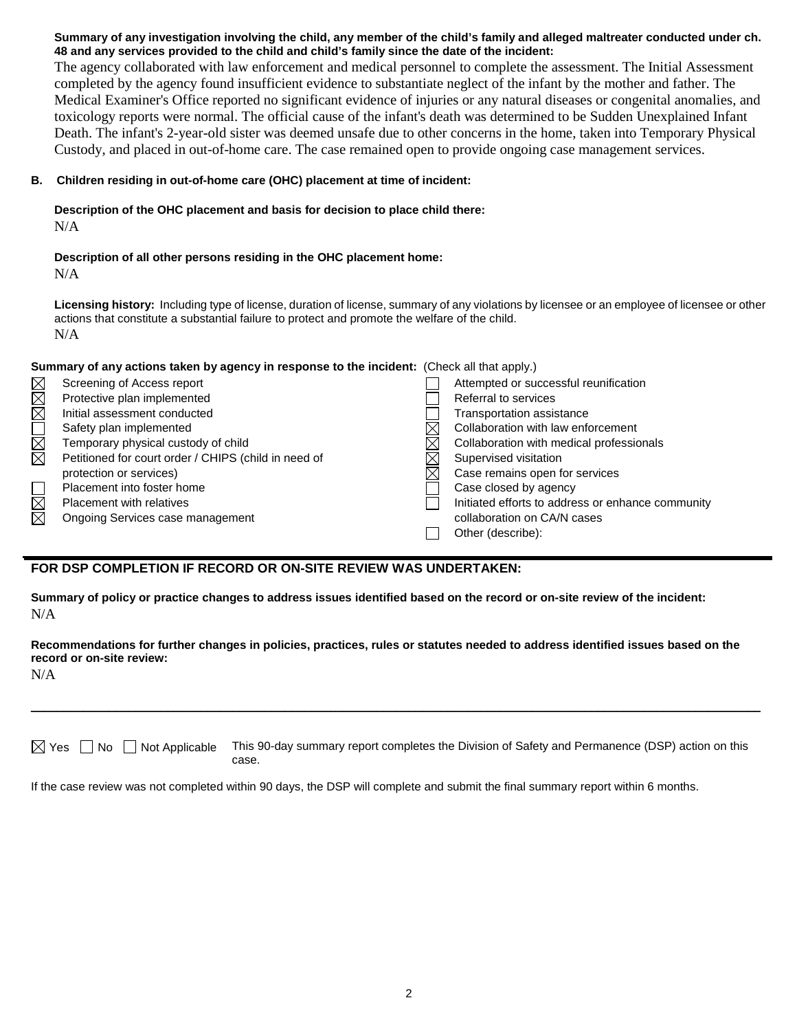**Summary of any investigation involving the child, any member of the child's family and alleged maltreater conducted under ch. 48 and any services provided to the child and child's family since the date of the incident:**

The agency collaborated with law enforcement and medical personnel to complete the assessment. The Initial Assessment completed by the agency found insufficient evidence to substantiate neglect of the infant by the mother and father. The Medical Examiner's Office reported no significant evidence of injuries or any natural diseases or congenital anomalies, and toxicology reports were normal. The official cause of the infant's death was determined to be Sudden Unexplained Infant Death. The infant's 2-year-old sister was deemed unsafe due to other concerns in the home, taken into Temporary Physical Custody, and placed in out-of-home care. The case remained open to provide ongoing case management services.

**B. Children residing in out-of-home care (OHC) placement at time of incident:**

**Description of the OHC placement and basis for decision to place child there:**
N/A

**Description of all other persons residing in the OHC placement home:**
N/A

**Licensing history:** Including type of license, duration of license, summary of any violations by licensee or an employee of licensee or other actions that constitute a substantial failure to protect and promote the welfare of the child.
N/A

**Summary of any actions taken by agency in response to the incident:** (Check all that apply.)

- ☒ Screening of Access report
- ☒ Protective plan implemented
- ☒ Initial assessment conducted
- ☐ Safety plan implemented
- ☒ Temporary physical custody of child
- ☒ Petitioned for court order / CHIPS (child in need of protection or services)
- ☐ Placement into foster home
- ☒ Placement with relatives
- ☒ Ongoing Services case management
- ☐ Attempted or successful reunification
- ☐ Referral to services
- ☐ Transportation assistance
- ☒ Collaboration with law enforcement
- ☒ Collaboration with medical professionals
- ☒ Supervised visitation
- ☒ Case remains open for services
- ☐ Case closed by agency
- ☐ Initiated efforts to address or enhance community collaboration on CA/N cases
- ☐ Other (describe):

## FOR DSP COMPLETION IF RECORD OR ON-SITE REVIEW WAS UNDERTAKEN:

**Summary of policy or practice changes to address issues identified based on the record or on-site review of the incident:**
N/A

**Recommendations for further changes in policies, practices, rules or statutes needed to address identified issues based on the record or on-site review:**
N/A

---

☒ Yes ☐ No ☐ Not Applicable — This 90-day summary report completes the Division of Safety and Permanence (DSP) action on this case.

If the case review was not completed within 90 days, the DSP will complete and submit the final summary report within 6 months.